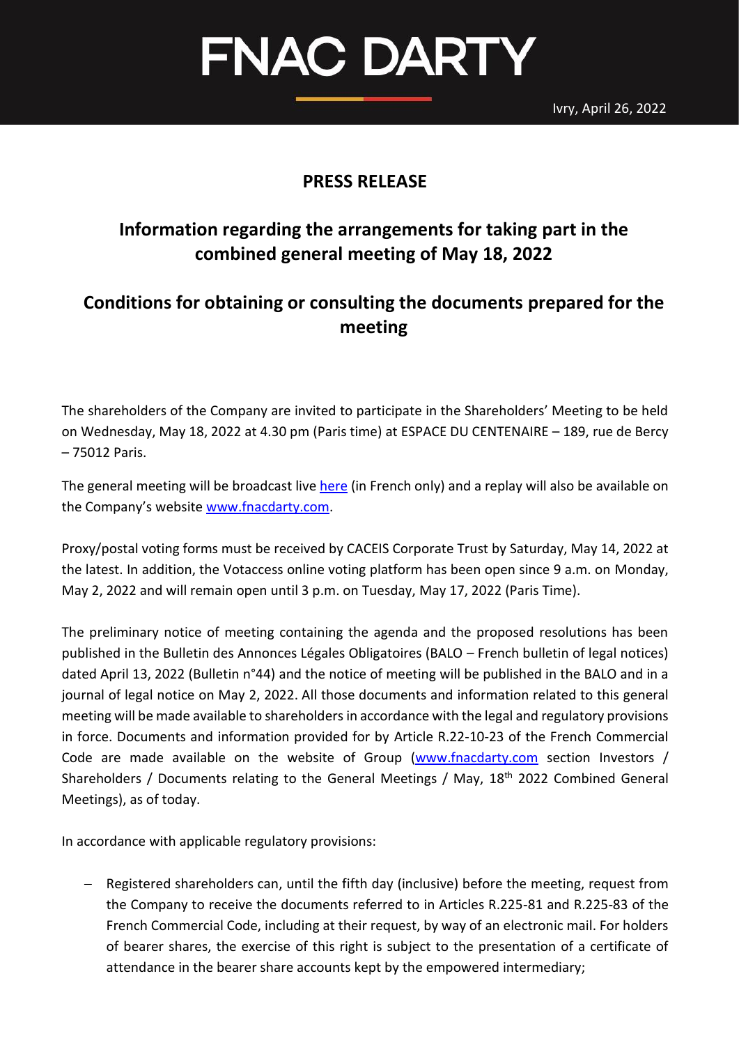# FNAC DARTY

Ivry, April 26, 2022

## PRESS RELEASE

## Information regarding the arrangements for taking part in the combined general meeting of May 18, 2022

## Conditions for obtaining or consulting the documents prepared for the meeting

The shareholders of the Company are invited to participate in the Shareholders' Meeting to be held on Wednesday, May 18, 2022 at 4.30 pm (Paris time) at ESPACE DU CENTENAIRE – 189, rue de Bercy – 75012 Paris.

The general meeting will be broadcast live here (in French only) and a replay will also be available on the Company's website www.fnacdarty.com.

Proxy/postal voting forms must be received by CACEIS Corporate Trust by Saturday, May 14, 2022 at the latest. In addition, the Votaccess online voting platform has been open since 9 a.m. on Monday, May 2, 2022 and will remain open until 3 p.m. on Tuesday, May 17, 2022 (Paris Time).

The preliminary notice of meeting containing the agenda and the proposed resolutions has been published in the Bulletin des Annonces Légales Obligatoires (BALO – French bulletin of legal notices) dated April 13, 2022 (Bulletin n°44) and the notice of meeting will be published in the BALO and in a journal of legal notice on May 2, 2022. All those documents and information related to this general meeting will be made available to shareholders in accordance with the legal and regulatory provisions in force. Documents and information provided for by Article R.22-10-23 of the French Commercial Code are made available on the website of Group (www.fnacdarty.com section Investors / Shareholders / Documents relating to the General Meetings / May, 18th 2022 Combined General Meetings), as of today.

In accordance with applicable regulatory provisions:

- Registered shareholders can, until the fifth day (inclusive) before the meeting, request from the Company to receive the documents referred to in Articles R.225-81 and R.225-83 of the French Commercial Code, including at their request, by way of an electronic mail. For holders of bearer shares, the exercise of this right is subject to the presentation of a certificate of attendance in the bearer share accounts kept by the empowered intermediary;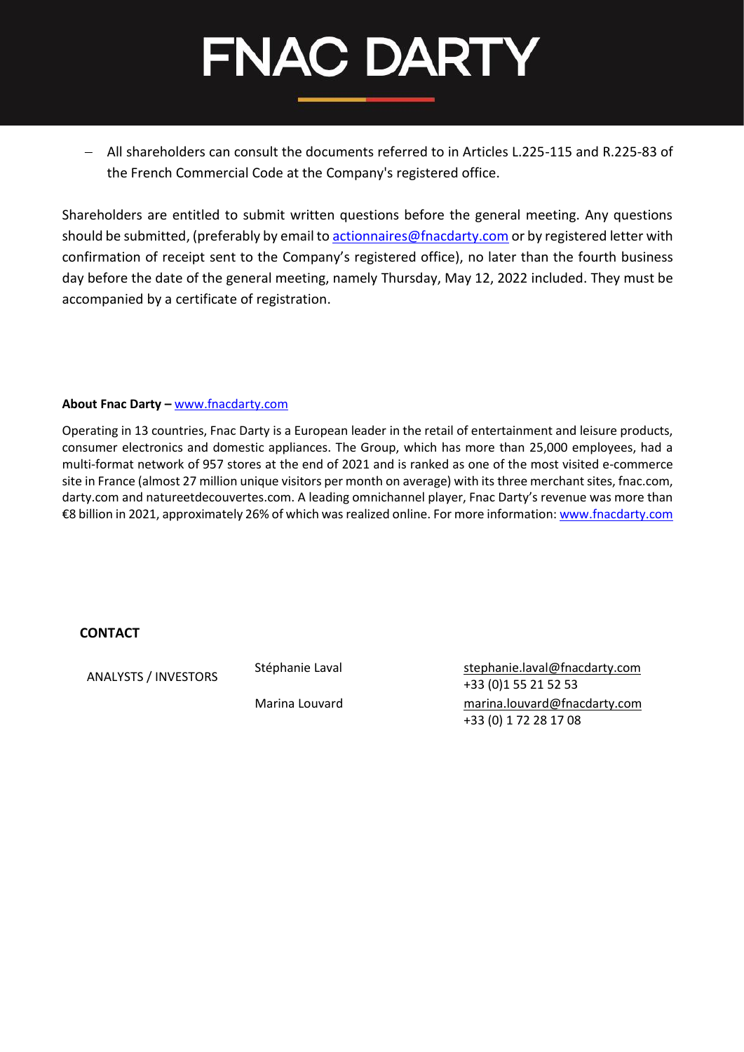- All shareholders can consult the documents referred to in Articles L.225-115 and R.225-83 of the French Commercial Code at the Company's registered office.

Shareholders are entitled to submit written questions before the general meeting. Any questions should be submitted, (preferably by email to actionnaires@fnacdarty.com or by registered letter with confirmation of receipt sent to the Company's registered office), no later than the fourth business day before the date of the general meeting, namely Thursday, May 12, 2022 included. They must be accompanied by a certificate of registration.

**About Fnac Darty –** www.fnacdarty.com

Operating in 13 countries, Fnac Darty is a European leader in the retail of entertainment and leisure products, consumer electronics and domestic appliances. The Group, which has more than 25,000 employees, had a multi-format network of 957 stores at the end of 2021 and is ranked as one of the most visited e-commerce site in France (almost 27 million unique visitors per month on average) with its three merchant sites, fnac.com, darty.com and natureetdecouvertes.com. A leading omnichannel player, Fnac Darty's revenue was more than €8 billion in 2021, approximately 26% of which was realized online. For more information: www.fnacdarty.com

**CONTACT**

| | | |
|---|---|---|
| ANALYSTS / INVESTORS | Stéphanie Laval | stephanie.laval@fnacdarty.com<br>+33 (0)1 55 21 52 53 |
| | Marina Louvard | marina.louvard@fnacdarty.com<br>+33 (0) 1 72 28 17 08 |